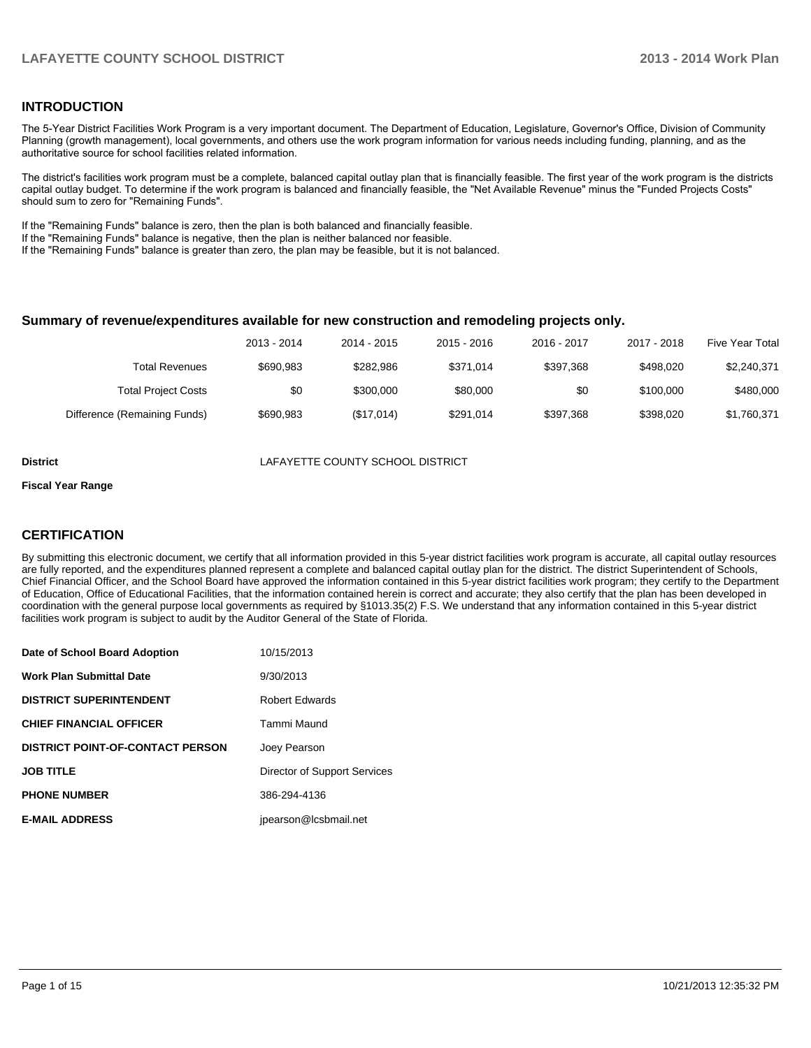## INTRODUCTION

The 5-Year District Facilities Work Program is a very important document. The Department of Education, Legislature, Governor's Office, Division of Community Planning (growth management), local governments, and others use the work program information for various needs including funding, planning, and as the authoritative source for school facilities related information.

The district's facilities work program must be a complete, balanced capital outlay plan that is financially feasible. The first year of the work program is the districts capital outlay budget. To determine if the work program is balanced and financially feasible, the "Net Available Revenue" minus the "Funded Projects Costs" should sum to zero for "Remaining Funds".

If the "Remaining Funds" balance is zero, then the plan is both balanced and financially feasible.
If the "Remaining Funds" balance is negative, then the plan is neither balanced nor feasible.
If the "Remaining Funds" balance is greater than zero, the plan may be feasible, but it is not balanced.

### Summary of revenue/expenditures available for new construction and remodeling projects only.

| | 2013 - 2014 | 2014 - 2015 | 2015 - 2016 | 2016 - 2017 | 2017 - 2018 | Five Year Total |
|---|---|---|---|---|---|---|
| Total Revenues | $690,983 | $282,986 | $371,014 | $397,368 | $498,020 | $2,240,371 |
| Total Project Costs | $0 | $300,000 | $80,000 | $0 | $100,000 | $480,000 |
| Difference (Remaining Funds) | $690,983 | ($17,014) | $291,014 | $397,368 | $398,020 | $1,760,371 |

**District** LAFAYETTE COUNTY SCHOOL DISTRICT

**Fiscal Year Range**

## CERTIFICATION

By submitting this electronic document, we certify that all information provided in this 5-year district facilities work program is accurate, all capital outlay resources are fully reported, and the expenditures planned represent a complete and balanced capital outlay plan for the district. The district Superintendent of Schools, Chief Financial Officer, and the School Board have approved the information contained in this 5-year district facilities work program; they certify to the Department of Education, Office of Educational Facilities, that the information contained herein is correct and accurate; they also certify that the plan has been developed in coordination with the general purpose local governments as required by §1013.35(2) F.S. We understand that any information contained in this 5-year district facilities work program is subject to audit by the Auditor General of the State of Florida.

| | |
|---|---|
| **Date of School Board Adoption** | 10/15/2013 |
| **Work Plan Submittal Date** | 9/30/2013 |
| **DISTRICT SUPERINTENDENT** | Robert Edwards |
| **CHIEF FINANCIAL OFFICER** | Tammi Maund |
| **DISTRICT POINT-OF-CONTACT PERSON** | Joey Pearson |
| **JOB TITLE** | Director of Support Services |
| **PHONE NUMBER** | 386-294-4136 |
| **E-MAIL ADDRESS** | jpearson@lcsbmail.net |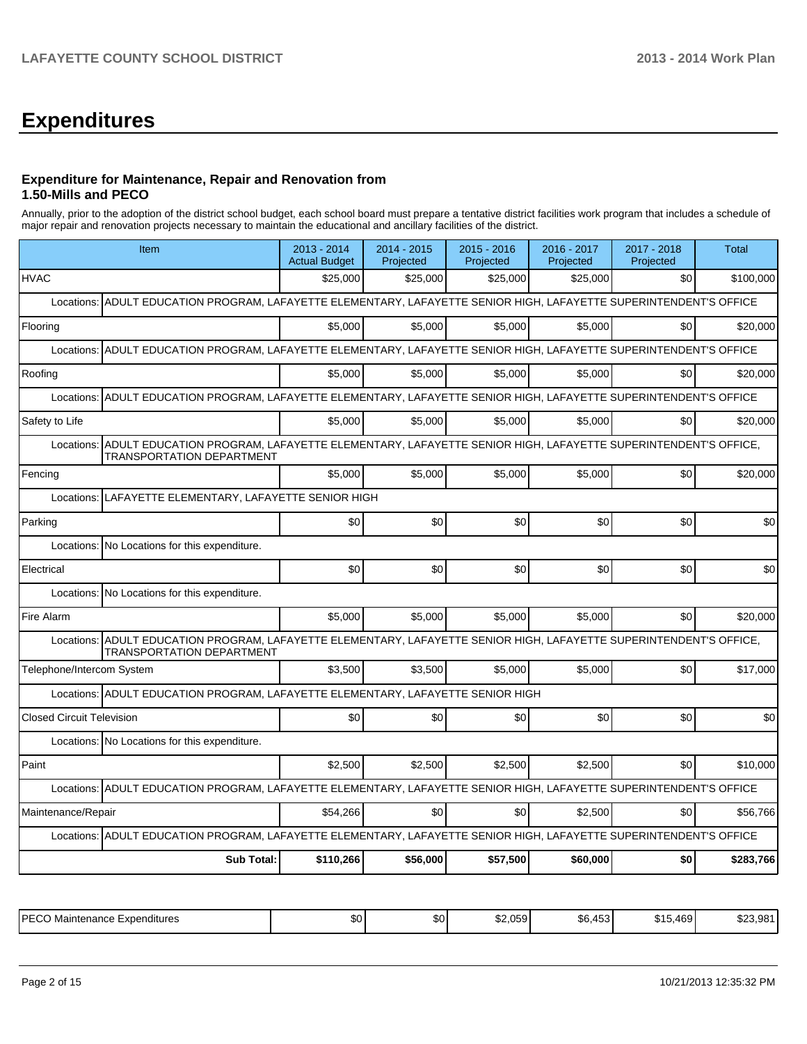# Expenditures

### Expenditure for Maintenance, Repair and Renovation from 1.50-Mills and PECO

Annually, prior to the adoption of the district school budget, each school board must prepare a tentative district facilities work program that includes a schedule of major repair and renovation projects necessary to maintain the educational and ancillary facilities of the district.

| Item | 2013 - 2014 Actual Budget | 2014 - 2015 Projected | 2015 - 2016 Projected | 2016 - 2017 Projected | 2017 - 2018 Projected | Total |
|---|---|---|---|---|---|---|
| HVAC | $25,000 | $25,000 | $25,000 | $25,000 | $0 | $100,000 |
| Locations: ADULT EDUCATION PROGRAM, LAFAYETTE ELEMENTARY, LAFAYETTE SENIOR HIGH, LAFAYETTE SUPERINTENDENT'S OFFICE | | | | | | |
| Flooring | $5,000 | $5,000 | $5,000 | $5,000 | $0 | $20,000 |
| Locations: ADULT EDUCATION PROGRAM, LAFAYETTE ELEMENTARY, LAFAYETTE SENIOR HIGH, LAFAYETTE SUPERINTENDENT'S OFFICE | | | | | | |
| Roofing | $5,000 | $5,000 | $5,000 | $5,000 | $0 | $20,000 |
| Locations: ADULT EDUCATION PROGRAM, LAFAYETTE ELEMENTARY, LAFAYETTE SENIOR HIGH, LAFAYETTE SUPERINTENDENT'S OFFICE | | | | | | |
| Safety to Life | $5,000 | $5,000 | $5,000 | $5,000 | $0 | $20,000 |
| Locations: ADULT EDUCATION PROGRAM, LAFAYETTE ELEMENTARY, LAFAYETTE SENIOR HIGH, LAFAYETTE SUPERINTENDENT'S OFFICE, TRANSPORTATION DEPARTMENT | | | | | | |
| Fencing | $5,000 | $5,000 | $5,000 | $5,000 | $0 | $20,000 |
| Locations: LAFAYETTE ELEMENTARY, LAFAYETTE SENIOR HIGH | | | | | | |
| Parking | $0 | $0 | $0 | $0 | $0 | $0 |
| Locations: No Locations for this expenditure. | | | | | | |
| Electrical | $0 | $0 | $0 | $0 | $0 | $0 |
| Locations: No Locations for this expenditure. | | | | | | |
| Fire Alarm | $5,000 | $5,000 | $5,000 | $5,000 | $0 | $20,000 |
| Locations: ADULT EDUCATION PROGRAM, LAFAYETTE ELEMENTARY, LAFAYETTE SENIOR HIGH, LAFAYETTE SUPERINTENDENT'S OFFICE, TRANSPORTATION DEPARTMENT | | | | | | |
| Telephone/Intercom System | $3,500 | $3,500 | $5,000 | $5,000 | $0 | $17,000 |
| Locations: ADULT EDUCATION PROGRAM, LAFAYETTE ELEMENTARY, LAFAYETTE SENIOR HIGH | | | | | | |
| Closed Circuit Television | $0 | $0 | $0 | $0 | $0 | $0 |
| Locations: No Locations for this expenditure. | | | | | | |
| Paint | $2,500 | $2,500 | $2,500 | $2,500 | $0 | $10,000 |
| Locations: ADULT EDUCATION PROGRAM, LAFAYETTE ELEMENTARY, LAFAYETTE SENIOR HIGH, LAFAYETTE SUPERINTENDENT'S OFFICE | | | | | | |
| Maintenance/Repair | $54,266 | $0 | $0 | $2,500 | $0 | $56,766 |
| Locations: ADULT EDUCATION PROGRAM, LAFAYETTE ELEMENTARY, LAFAYETTE SENIOR HIGH, LAFAYETTE SUPERINTENDENT'S OFFICE | | | | | | |
| **Sub Total:** | **$110,266** | **$56,000** | **$57,500** | **$60,000** | **$0** | **$283,766** |

| | | | | | | |
|---|---|---|---|---|---|---|
| PECO Maintenance Expenditures | $0 | $0 | $2,059 | $6,453 | $15,469 | $23,981 |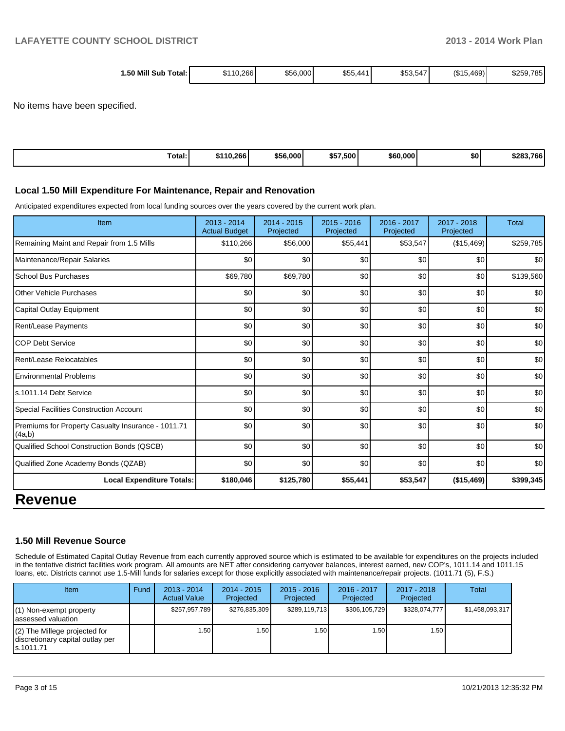| 1.50 Mill Sub Total: | $110,266 | $56,000 | $55,441 | $53,547 | ($15,469) | $259,785 |
|---|---|---|---|---|---|---|

No items have been specified.

| Total: | $110,266 | $56,000 | $57,500 | $60,000 | $0 | $283,766 |
|---|---|---|---|---|---|---|

### Local 1.50 Mill Expenditure For Maintenance, Repair and Renovation

Anticipated expenditures expected from local funding sources over the years covered by the current work plan.

| Item | 2013 - 2014 Actual Budget | 2014 - 2015 Projected | 2015 - 2016 Projected | 2016 - 2017 Projected | 2017 - 2018 Projected | Total |
|---|---|---|---|---|---|---|
| Remaining Maint and Repair from 1.5 Mills | $110,266 | $56,000 | $55,441 | $53,547 | ($15,469) | $259,785 |
| Maintenance/Repair Salaries | $0 | $0 | $0 | $0 | $0 | $0 |
| School Bus Purchases | $69,780 | $69,780 | $0 | $0 | $0 | $139,560 |
| Other Vehicle Purchases | $0 | $0 | $0 | $0 | $0 | $0 |
| Capital Outlay Equipment | $0 | $0 | $0 | $0 | $0 | $0 |
| Rent/Lease Payments | $0 | $0 | $0 | $0 | $0 | $0 |
| COP Debt Service | $0 | $0 | $0 | $0 | $0 | $0 |
| Rent/Lease Relocatables | $0 | $0 | $0 | $0 | $0 | $0 |
| Environmental Problems | $0 | $0 | $0 | $0 | $0 | $0 |
| s.1011.14 Debt Service | $0 | $0 | $0 | $0 | $0 | $0 |
| Special Facilities Construction Account | $0 | $0 | $0 | $0 | $0 | $0 |
| Premiums for Property Casualty Insurance - 1011.71 (4a,b) | $0 | $0 | $0 | $0 | $0 | $0 |
| Qualified School Construction Bonds (QSCB) | $0 | $0 | $0 | $0 | $0 | $0 |
| Qualified Zone Academy Bonds (QZAB) | $0 | $0 | $0 | $0 | $0 | $0 |
| **Local Expenditure Totals:** | **$180,046** | **$125,780** | **$55,441** | **$53,547** | **($15,469)** | **$399,345** |

# Revenue

### 1.50 Mill Revenue Source

Schedule of Estimated Capital Outlay Revenue from each currently approved source which is estimated to be available for expenditures on the projects included in the tentative district facilities work program. All amounts are NET after considering carryover balances, interest earned, new COP's, 1011.14 and 1011.15 loans, etc. Districts cannot use 1.5-Mill funds for salaries except for those explicitly associated with maintenance/repair projects. (1011.71 (5), F.S.)

| Item | Fund | 2013 - 2014 Actual Value | 2014 - 2015 Projected | 2015 - 2016 Projected | 2016 - 2017 Projected | 2017 - 2018 Projected | Total |
|---|---|---|---|---|---|---|---|
| (1) Non-exempt property assessed valuation | | $257,957,789 | $276,835,309 | $289,119,713 | $306,105,729 | $328,074,777 | $1,458,093,317 |
| (2) The Millege projected for discretionary capital outlay per s.1011.71 | | 1.50 | 1.50 | 1.50 | 1.50 | 1.50 | |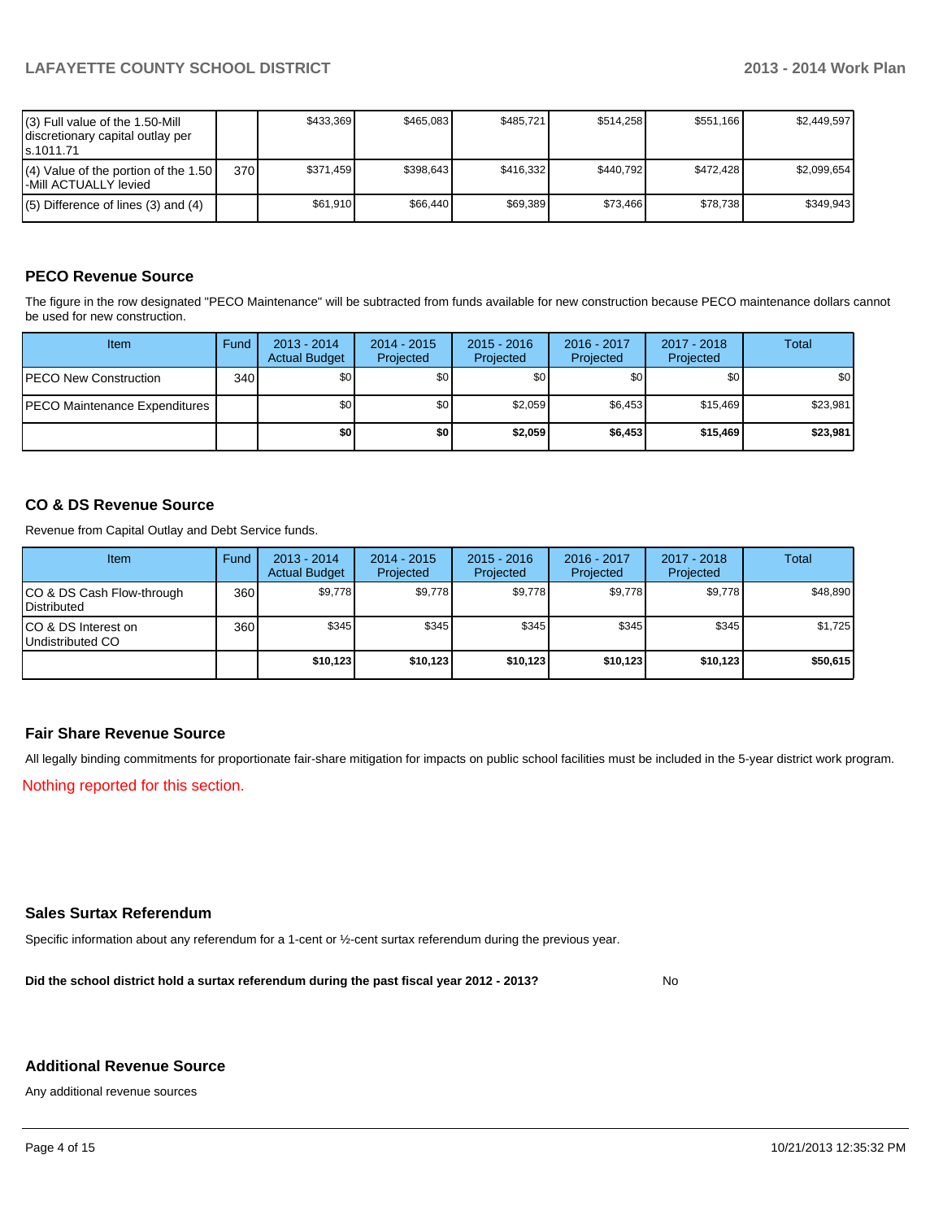| | | | | | | | |
|---|---|---|---|---|---|---|---|
| (3) Full value of the 1.50-Mill discretionary capital outlay per s.1011.71 | | $433,369 | $465,083 | $485,721 | $514,258 | $551,166 | $2,449,597 |
| (4) Value of the portion of the 1.50 -Mill ACTUALLY levied | 370 | $371,459 | $398,643 | $416,332 | $440,792 | $472,428 | $2,099,654 |
| (5) Difference of lines (3) and (4) | | $61,910 | $66,440 | $69,389 | $73,466 | $78,738 | $349,943 |

## PECO Revenue Source

The figure in the row designated "PECO Maintenance" will be subtracted from funds available for new construction because PECO maintenance dollars cannot be used for new construction.

| Item | Fund | 2013 - 2014 Actual Budget | 2014 - 2015 Projected | 2015 - 2016 Projected | 2016 - 2017 Projected | 2017 - 2018 Projected | Total |
|---|---|---|---|---|---|---|---|
| PECO New Construction | 340 | $0 | $0 | $0 | $0 | $0 | $0 |
| PECO Maintenance Expenditures | | $0 | $0 | $2,059 | $6,453 | $15,469 | $23,981 |
| | | **$0** | **$0** | **$2,059** | **$6,453** | **$15,469** | **$23,981** |

## CO & DS Revenue Source

Revenue from Capital Outlay and Debt Service funds.

| Item | Fund | 2013 - 2014 Actual Budget | 2014 - 2015 Projected | 2015 - 2016 Projected | 2016 - 2017 Projected | 2017 - 2018 Projected | Total |
|---|---|---|---|---|---|---|---|
| CO & DS Cash Flow-through Distributed | 360 | $9,778 | $9,778 | $9,778 | $9,778 | $9,778 | $48,890 |
| CO & DS Interest on Undistributed CO | 360 | $345 | $345 | $345 | $345 | $345 | $1,725 |
| | | **$10,123** | **$10,123** | **$10,123** | **$10,123** | **$10,123** | **$50,615** |

## Fair Share Revenue Source

All legally binding commitments for proportionate fair-share mitigation for impacts on public school facilities must be included in the 5-year district work program.

Nothing reported for this section.

## Sales Surtax Referendum

Specific information about any referendum for a 1-cent or ½-cent surtax referendum during the previous year.

**Did the school district hold a surtax referendum during the past fiscal year 2012 - 2013?** No

## Additional Revenue Source

Any additional revenue sources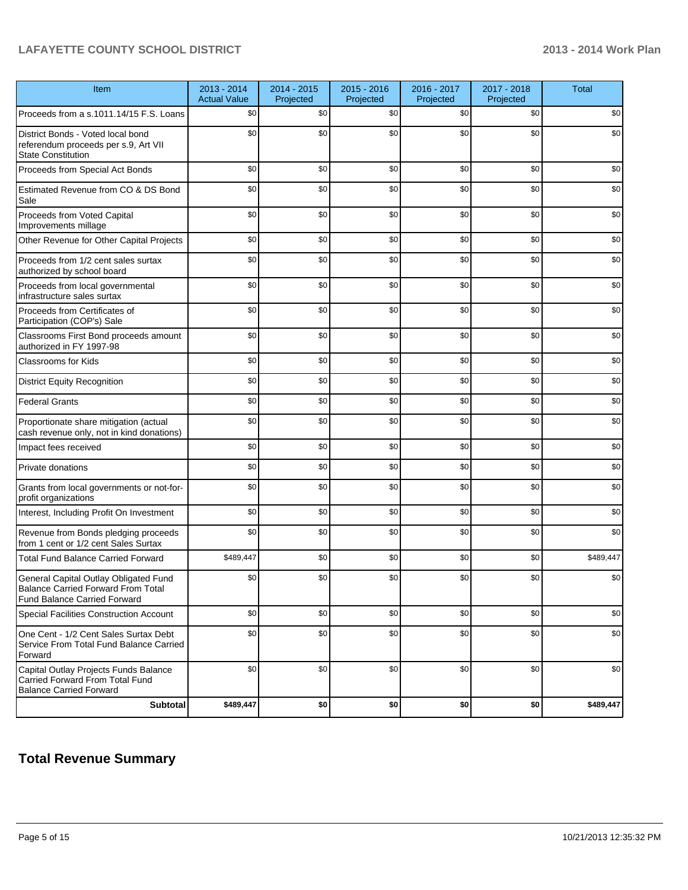| Item | 2013 - 2014 Actual Value | 2014 - 2015 Projected | 2015 - 2016 Projected | 2016 - 2017 Projected | 2017 - 2018 Projected | Total |
|---|---|---|---|---|---|---|
| Proceeds from a s.1011.14/15 F.S. Loans | $0 | $0 | $0 | $0 | $0 | $0 |
| District Bonds - Voted local bond referendum proceeds per s.9, Art VII State Constitution | $0 | $0 | $0 | $0 | $0 | $0 |
| Proceeds from Special Act Bonds | $0 | $0 | $0 | $0 | $0 | $0 |
| Estimated Revenue from CO & DS Bond Sale | $0 | $0 | $0 | $0 | $0 | $0 |
| Proceeds from Voted Capital Improvements millage | $0 | $0 | $0 | $0 | $0 | $0 |
| Other Revenue for Other Capital Projects | $0 | $0 | $0 | $0 | $0 | $0 |
| Proceeds from 1/2 cent sales surtax authorized by school board | $0 | $0 | $0 | $0 | $0 | $0 |
| Proceeds from local governmental infrastructure sales surtax | $0 | $0 | $0 | $0 | $0 | $0 |
| Proceeds from Certificates of Participation (COP's) Sale | $0 | $0 | $0 | $0 | $0 | $0 |
| Classrooms First Bond proceeds amount authorized in FY 1997-98 | $0 | $0 | $0 | $0 | $0 | $0 |
| Classrooms for Kids | $0 | $0 | $0 | $0 | $0 | $0 |
| District Equity Recognition | $0 | $0 | $0 | $0 | $0 | $0 |
| Federal Grants | $0 | $0 | $0 | $0 | $0 | $0 |
| Proportionate share mitigation (actual cash revenue only, not in kind donations) | $0 | $0 | $0 | $0 | $0 | $0 |
| Impact fees received | $0 | $0 | $0 | $0 | $0 | $0 |
| Private donations | $0 | $0 | $0 | $0 | $0 | $0 |
| Grants from local governments or not-for-profit organizations | $0 | $0 | $0 | $0 | $0 | $0 |
| Interest, Including Profit On Investment | $0 | $0 | $0 | $0 | $0 | $0 |
| Revenue from Bonds pledging proceeds from 1 cent or 1/2 cent Sales Surtax | $0 | $0 | $0 | $0 | $0 | $0 |
| Total Fund Balance Carried Forward | $489,447 | $0 | $0 | $0 | $0 | $489,447 |
| General Capital Outlay Obligated Fund Balance Carried Forward From Total Fund Balance Carried Forward | $0 | $0 | $0 | $0 | $0 | $0 |
| Special Facilities Construction Account | $0 | $0 | $0 | $0 | $0 | $0 |
| One Cent - 1/2 Cent Sales Surtax Debt Service From Total Fund Balance Carried Forward | $0 | $0 | $0 | $0 | $0 | $0 |
| Capital Outlay Projects Funds Balance Carried Forward From Total Fund Balance Carried Forward | $0 | $0 | $0 | $0 | $0 | $0 |
| **Subtotal** | **$489,447** | **$0** | **$0** | **$0** | **$0** | **$489,447** |

## Total Revenue Summary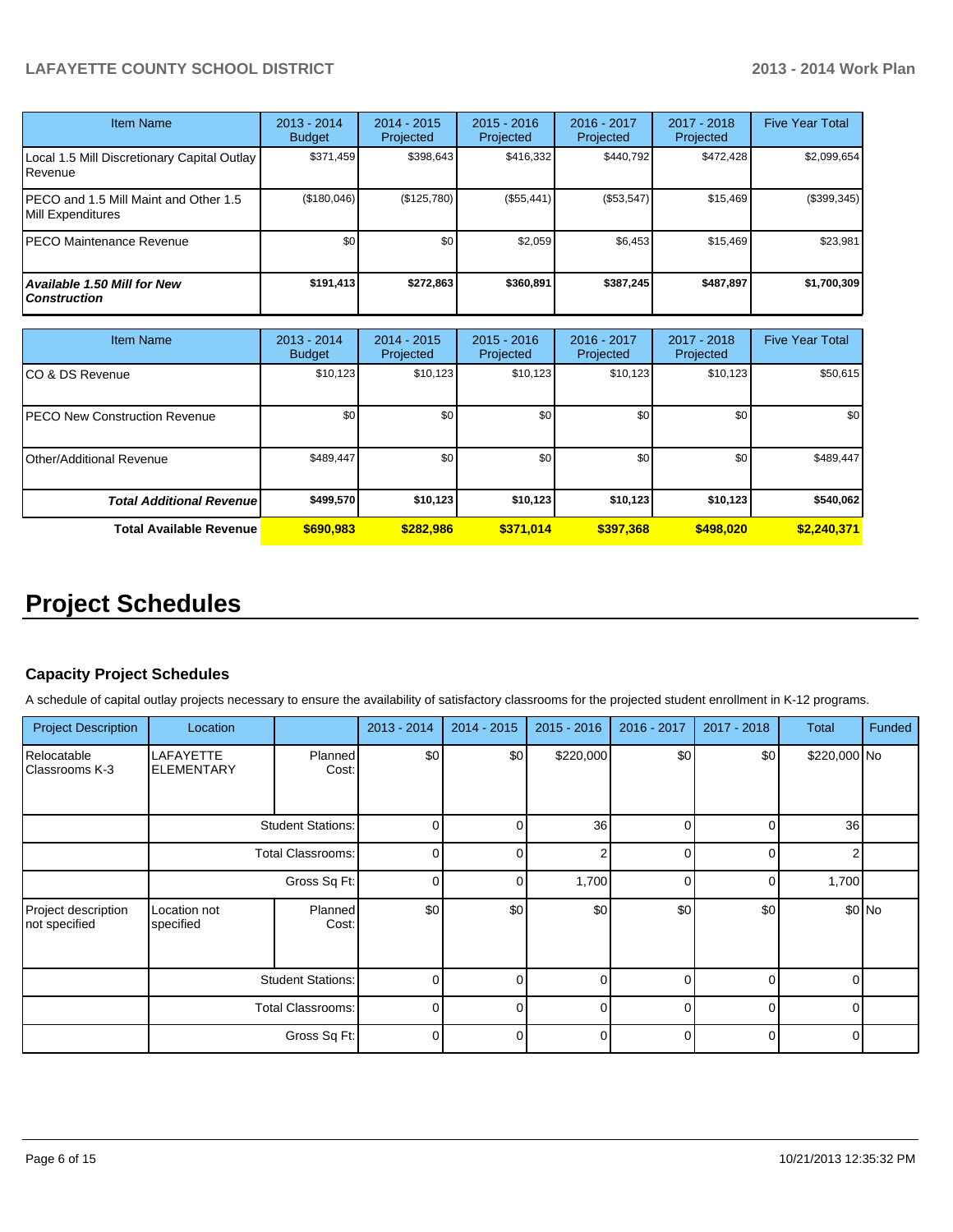| Item Name | 2013 - 2014 Budget | 2014 - 2015 Projected | 2015 - 2016 Projected | 2016 - 2017 Projected | 2017 - 2018 Projected | Five Year Total |
|---|---|---|---|---|---|---|
| Local 1.5 Mill Discretionary Capital Outlay Revenue | $371,459 | $398,643 | $416,332 | $440,792 | $472,428 | $2,099,654 |
| PECO and 1.5 Mill Maint and Other 1.5 Mill Expenditures | ($180,046) | ($125,780) | ($55,441) | ($53,547) | $15,469 | ($399,345) |
| PECO Maintenance Revenue | $0 | $0 | $2,059 | $6,453 | $15,469 | $23,981 |
| ***Available 1.50 Mill for New Construction*** | **$191,413** | **$272,863** | **$360,891** | **$387,245** | **$487,897** | **$1,700,309** |

| Item Name | 2013 - 2014 Budget | 2014 - 2015 Projected | 2015 - 2016 Projected | 2016 - 2017 Projected | 2017 - 2018 Projected | Five Year Total |
|---|---|---|---|---|---|---|
| CO & DS Revenue | $10,123 | $10,123 | $10,123 | $10,123 | $10,123 | $50,615 |
| PECO New Construction Revenue | $0 | $0 | $0 | $0 | $0 | $0 |
| Other/Additional Revenue | $489,447 | $0 | $0 | $0 | $0 | $489,447 |
| ***Total Additional Revenue*** | **$499,570** | **$10,123** | **$10,123** | **$10,123** | **$10,123** | **$540,062** |
| **Total Available Revenue** | **$690,983** | **$282,986** | **$371,014** | **$397,368** | **$498,020** | **$2,240,371** |

# Project Schedules

### Capacity Project Schedules

A schedule of capital outlay projects necessary to ensure the availability of satisfactory classrooms for the projected student enrollment in K-12 programs.

| Project Description | Location | | 2013 - 2014 | 2014 - 2015 | 2015 - 2016 | 2016 - 2017 | 2017 - 2018 | Total | Funded |
|---|---|---|---|---|---|---|---|---|---|
| Relocatable Classrooms K-3 | LAFAYETTE ELEMENTARY | Planned Cost: | $0 | $0 | $220,000 | $0 | $0 | $220,000 | No |
| | | Student Stations: | 0 | 0 | 36 | 0 | 0 | 36 | |
| | | Total Classrooms: | 0 | 0 | 2 | 0 | 0 | 2 | |
| | | Gross Sq Ft: | 0 | 0 | 1,700 | 0 | 0 | 1,700 | |
| Project description not specified | Location not specified | Planned Cost: | $0 | $0 | $0 | $0 | $0 | $0 | No |
| | | Student Stations: | 0 | 0 | 0 | 0 | 0 | 0 | |
| | | Total Classrooms: | 0 | 0 | 0 | 0 | 0 | 0 | |
| | | Gross Sq Ft: | 0 | 0 | 0 | 0 | 0 | 0 | |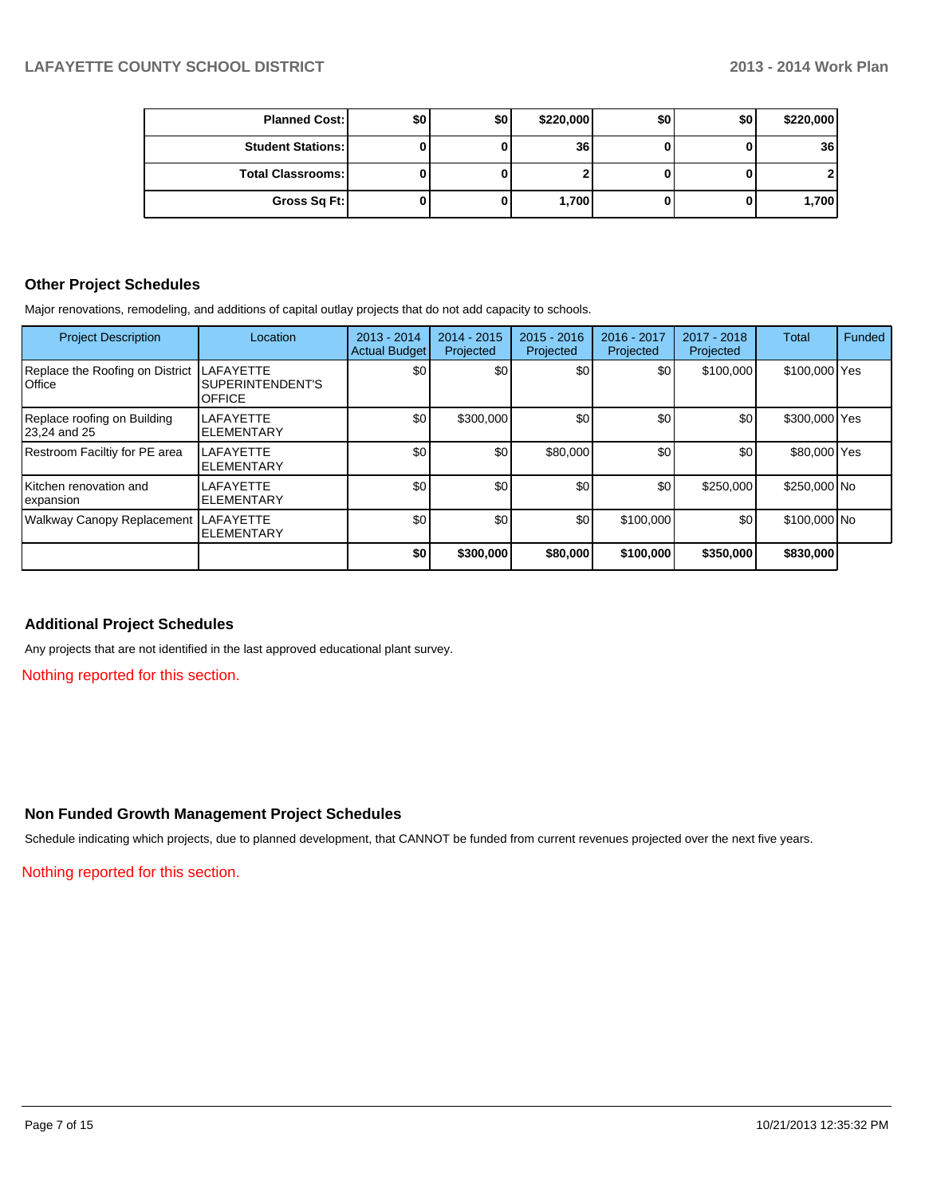| | | | | | | |
|---|---|---|---|---|---|---|
| **Planned Cost:** | $0 | $0 | $220,000 | $0 | $0 | $220,000 |
| **Student Stations:** | 0 | 0 | 36 | 0 | 0 | 36 |
| **Total Classrooms:** | 0 | 0 | 2 | 0 | 0 | 2 |
| **Gross Sq Ft:** | 0 | 0 | 1,700 | 0 | 0 | 1,700 |

## Other Project Schedules

Major renovations, remodeling, and additions of capital outlay projects that do not add capacity to schools.

| Project Description | Location | 2013 - 2014 Actual Budget | 2014 - 2015 Projected | 2015 - 2016 Projected | 2016 - 2017 Projected | 2017 - 2018 Projected | Total | Funded |
|---|---|---|---|---|---|---|---|---|
| Replace the Roofing on District Office | LAFAYETTE SUPERINTENDENT'S OFFICE | $0 | $0 | $0 | $0 | $100,000 | $100,000 | Yes |
| Replace roofing on Building 23,24 and 25 | LAFAYETTE ELEMENTARY | $0 | $300,000 | $0 | $0 | $0 | $300,000 | Yes |
| Restroom Faciltiy for PE area | LAFAYETTE ELEMENTARY | $0 | $0 | $80,000 | $0 | $0 | $80,000 | Yes |
| Kitchen renovation and expansion | LAFAYETTE ELEMENTARY | $0 | $0 | $0 | $0 | $250,000 | $250,000 | No |
| Walkway Canopy Replacement | LAFAYETTE ELEMENTARY | $0 | $0 | $0 | $100,000 | $0 | $100,000 | No |
| | | **$0** | **$300,000** | **$80,000** | **$100,000** | **$350,000** | **$830,000** | |

## Additional Project Schedules

Any projects that are not identified in the last approved educational plant survey.

Nothing reported for this section.

## Non Funded Growth Management Project Schedules

Schedule indicating which projects, due to planned development, that CANNOT be funded from current revenues projected over the next five years.

Nothing reported for this section.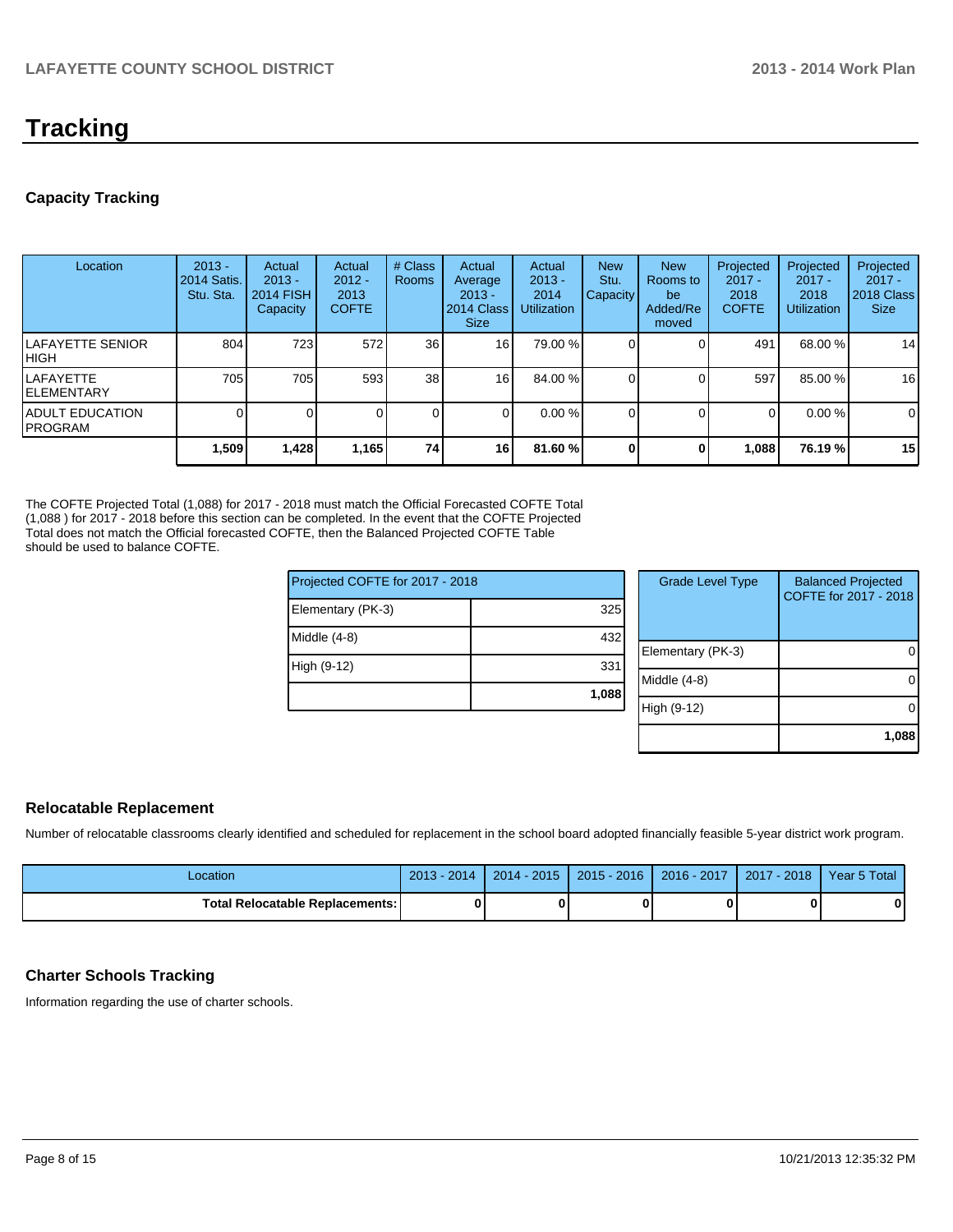# Tracking

## Capacity Tracking

| Location | 2013 - 2014 Satis. Stu. Sta. | Actual 2013 - 2014 FISH Capacity | Actual 2012 - 2013 COFTE | # Class Rooms | Actual Average 2013 - 2014 Class Size | Actual 2013 - 2014 Utilization | New Stu. Capacity | New Rooms to be Added/Removed | Projected 2017 - 2018 COFTE | Projected 2017 - 2018 Utilization | Projected 2017 - 2018 Class Size |
|---|---|---|---|---|---|---|---|---|---|---|---|
| LAFAYETTE SENIOR HIGH | 804 | 723 | 572 | 36 | 16 | 79.00 % | 0 | 0 | 491 | 68.00 % | 14 |
| LAFAYETTE ELEMENTARY | 705 | 705 | 593 | 38 | 16 | 84.00 % | 0 | 0 | 597 | 85.00 % | 16 |
| ADULT EDUCATION PROGRAM | 0 | 0 | 0 | 0 | 0 | 0.00 % | 0 | 0 | 0 | 0.00 % | 0 |
| | **1,509** | **1,428** | **1,165** | **74** | **16** | **81.60 %** | **0** | **0** | **1,088** | **76.19 %** | **15** |

The COFTE Projected Total (1,088) for 2017 - 2018 must match the Official Forecasted COFTE Total (1,088 ) for 2017 - 2018 before this section can be completed. In the event that the COFTE Projected Total does not match the Official forecasted COFTE, then the Balanced Projected COFTE Table should be used to balance COFTE.

| Projected COFTE for 2017 - 2018 | |
|---|---|
| Elementary (PK-3) | 325 |
| Middle (4-8) | 432 |
| High (9-12) | 331 |
| | **1,088** |

| Grade Level Type | Balanced Projected COFTE for 2017 - 2018 |
|---|---|
| Elementary (PK-3) | 0 |
| Middle (4-8) | 0 |
| High (9-12) | 0 |
| | **1,088** |

## Relocatable Replacement

Number of relocatable classrooms clearly identified and scheduled for replacement in the school board adopted financially feasible 5-year district work program.

| Location | 2013 - 2014 | 2014 - 2015 | 2015 - 2016 | 2016 - 2017 | 2017 - 2018 | Year 5 Total |
|---|---|---|---|---|---|---|
| **Total Relocatable Replacements:** | **0** | **0** | **0** | **0** | **0** | **0** |

## Charter Schools Tracking

Information regarding the use of charter schools.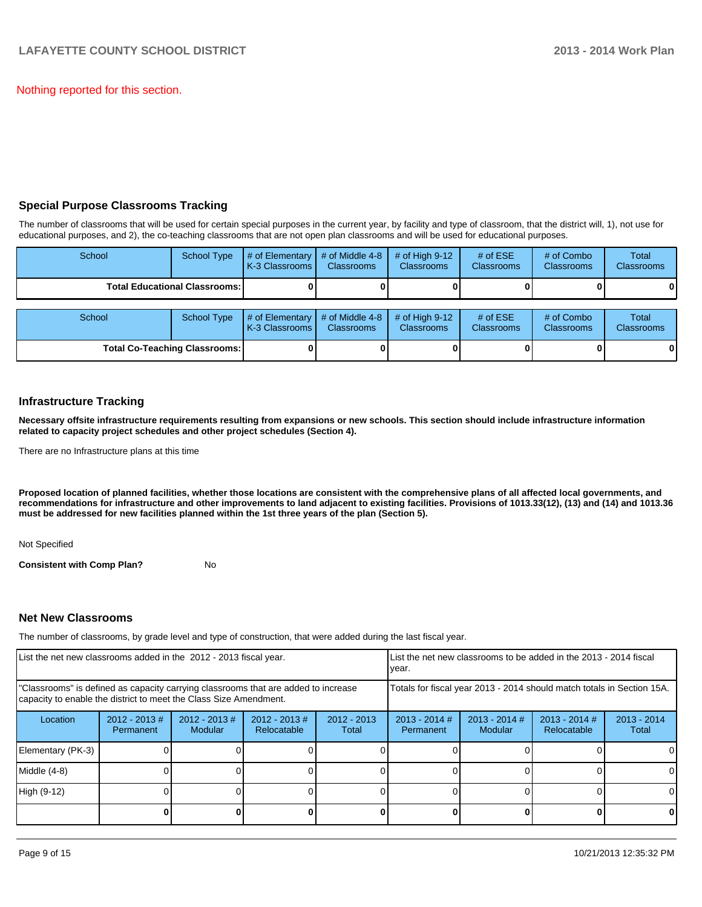Nothing reported for this section.

## Special Purpose Classrooms Tracking

The number of classrooms that will be used for certain special purposes in the current year, by facility and type of classroom, that the district will, 1), not use for educational purposes, and 2), the co-teaching classrooms that are not open plan classrooms and will be used for educational purposes.

| School | School Type | # of Elementary K-3 Classrooms | # of Middle 4-8 Classrooms | # of High 9-12 Classrooms | # of ESE Classrooms | # of Combo Classrooms | Total Classrooms |
|---|---|---|---|---|---|---|---|
| **Total Educational Classrooms:** | | **0** | **0** | **0** | **0** | **0** | **0** |

| School | School Type | # of Elementary K-3 Classrooms | # of Middle 4-8 Classrooms | # of High 9-12 Classrooms | # of ESE Classrooms | # of Combo Classrooms | Total Classrooms |
|---|---|---|---|---|---|---|---|
| **Total Co-Teaching Classrooms:** | | **0** | **0** | **0** | **0** | **0** | **0** |

## Infrastructure Tracking

**Necessary offsite infrastructure requirements resulting from expansions or new schools. This section should include infrastructure information related to capacity project schedules and other project schedules (Section 4).**

There are no Infrastructure plans at this time

**Proposed location of planned facilities, whether those locations are consistent with the comprehensive plans of all affected local governments, and recommendations for infrastructure and other improvements to land adjacent to existing facilities. Provisions of 1013.33(12), (13) and (14) and 1013.36 must be addressed for new facilities planned within the 1st three years of the plan (Section 5).**

Not Specified

**Consistent with Comp Plan?** No

## Net New Classrooms

The number of classrooms, by grade level and type of construction, that were added during the last fiscal year.

| List the net new classrooms added in the 2012 - 2013 fiscal year. | | | | | List the net new classrooms to be added in the 2013 - 2014 fiscal year. | | | |
|---|---|---|---|---|---|---|---|---|
| "Classrooms" is defined as capacity carrying classrooms that are added to increase capacity to enable the district to meet the Class Size Amendment. | | | | | Totals for fiscal year 2013 - 2014 should match totals in Section 15A. | | | |
| Location | 2012 - 2013 # Permanent | 2012 - 2013 # Modular | 2012 - 2013 # Relocatable | 2012 - 2013 Total | 2013 - 2014 # Permanent | 2013 - 2014 # Modular | 2013 - 2014 # Relocatable | 2013 - 2014 Total |
| Elementary (PK-3) | 0 | 0 | 0 | 0 | 0 | 0 | 0 | 0 |
| Middle (4-8) | 0 | 0 | 0 | 0 | 0 | 0 | 0 | 0 |
| High (9-12) | 0 | 0 | 0 | 0 | 0 | 0 | 0 | 0 |
| | **0** | **0** | **0** | **0** | **0** | **0** | **0** | **0** |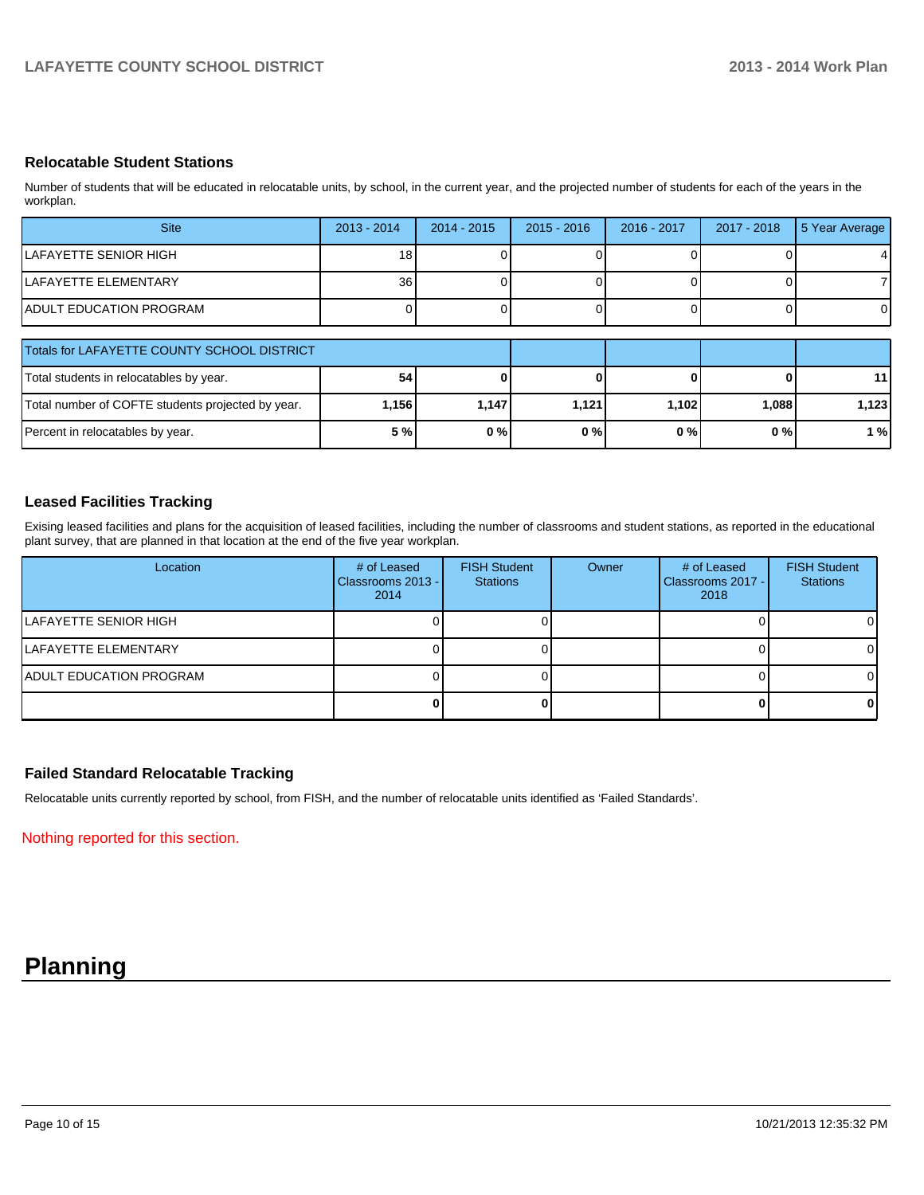## Relocatable Student Stations

Number of students that will be educated in relocatable units, by school, in the current year, and the projected number of students for each of the years in the workplan.

| Site | 2013 - 2014 | 2014 - 2015 | 2015 - 2016 | 2016 - 2017 | 2017 - 2018 | 5 Year Average |
|---|---|---|---|---|---|---|
| LAFAYETTE SENIOR HIGH | 18 | 0 | 0 | 0 | 0 | 4 |
| LAFAYETTE ELEMENTARY | 36 | 0 | 0 | 0 | 0 | 7 |
| ADULT EDUCATION PROGRAM | 0 | 0 | 0 | 0 | 0 | 0 |

| Totals for LAFAYETTE COUNTY SCHOOL DISTRICT | | | | | | |
|---|---|---|---|---|---|---|
| Total students in relocatables by year. | **54** | **0** | **0** | **0** | **0** | **11** |
| Total number of COFTE students projected by year. | **1,156** | **1,147** | **1,121** | **1,102** | **1,088** | **1,123** |
| Percent in relocatables by year. | **5 %** | **0 %** | **0 %** | **0 %** | **0 %** | **1 %** |

## Leased Facilities Tracking

Exising leased facilities and plans for the acquisition of leased facilities, including the number of classrooms and student stations, as reported in the educational plant survey, that are planned in that location at the end of the five year workplan.

| Location | # of Leased Classrooms 2013 - 2014 | FISH Student Stations | Owner | # of Leased Classrooms 2017 - 2018 | FISH Student Stations |
|---|---|---|---|---|---|
| LAFAYETTE SENIOR HIGH | 0 | 0 | | 0 | 0 |
| LAFAYETTE ELEMENTARY | 0 | 0 | | 0 | 0 |
| ADULT EDUCATION PROGRAM | 0 | 0 | | 0 | 0 |
| | **0** | **0** | | **0** | **0** |

## Failed Standard Relocatable Tracking

Relocatable units currently reported by school, from FISH, and the number of relocatable units identified as 'Failed Standards'.

Nothing reported for this section.

# Planning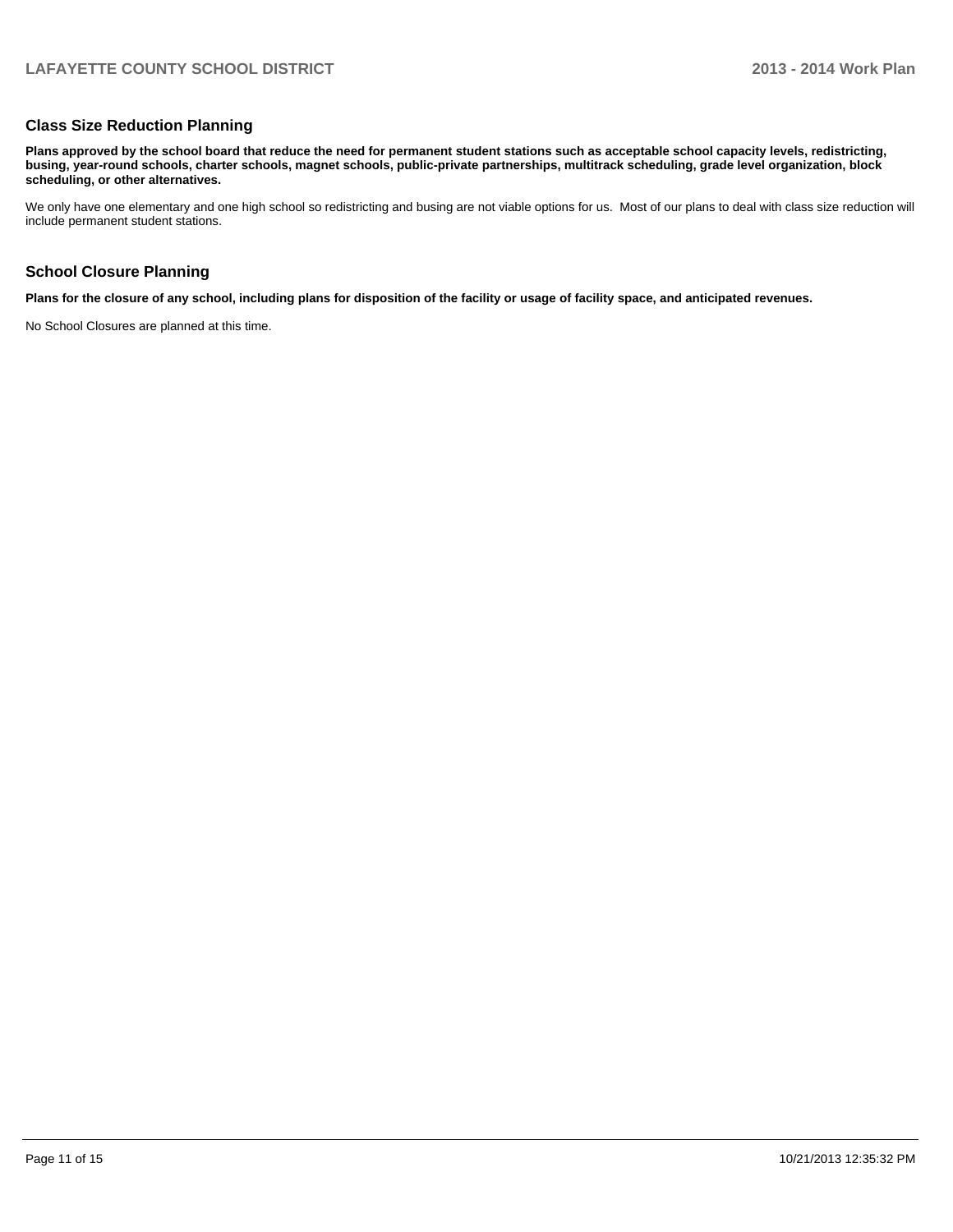## Class Size Reduction Planning

**Plans approved by the school board that reduce the need for permanent student stations such as acceptable school capacity levels, redistricting, busing, year-round schools, charter schools, magnet schools, public-private partnerships, multitrack scheduling, grade level organization, block scheduling, or other alternatives.**

We only have one elementary and one high school so redistricting and busing are not viable options for us. Most of our plans to deal with class size reduction will include permanent student stations.

## School Closure Planning

**Plans for the closure of any school, including plans for disposition of the facility or usage of facility space, and anticipated revenues.**

No School Closures are planned at this time.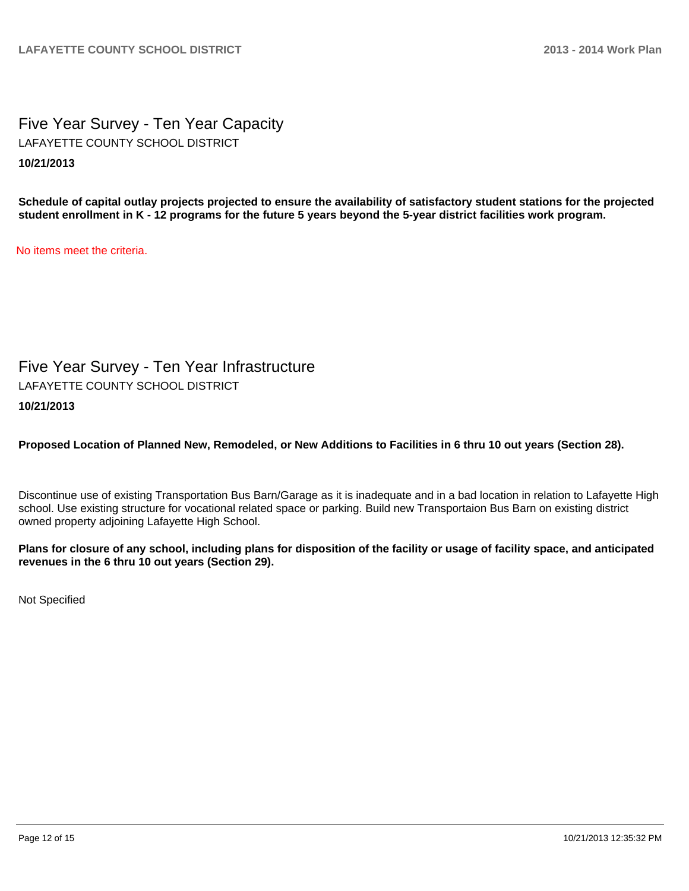## Five Year Survey - Ten Year Capacity

LAFAYETTE COUNTY SCHOOL DISTRICT

**10/21/2013**

**Schedule of capital outlay projects projected to ensure the availability of satisfactory student stations for the projected student enrollment in K - 12 programs for the future 5 years beyond the 5-year district facilities work program.**

No items meet the criteria.

## Five Year Survey - Ten Year Infrastructure

LAFAYETTE COUNTY SCHOOL DISTRICT

**10/21/2013**

**Proposed Location of Planned New, Remodeled, or New Additions to Facilities in 6 thru 10 out years (Section 28).**

Discontinue use of existing Transportation Bus Barn/Garage as it is inadequate and in a bad location in relation to Lafayette High school. Use existing structure for vocational related space or parking. Build new Transportaion Bus Barn on existing district owned property adjoining Lafayette High School.

**Plans for closure of any school, including plans for disposition of the facility or usage of facility space, and anticipated revenues in the 6 thru 10 out years (Section 29).**

Not Specified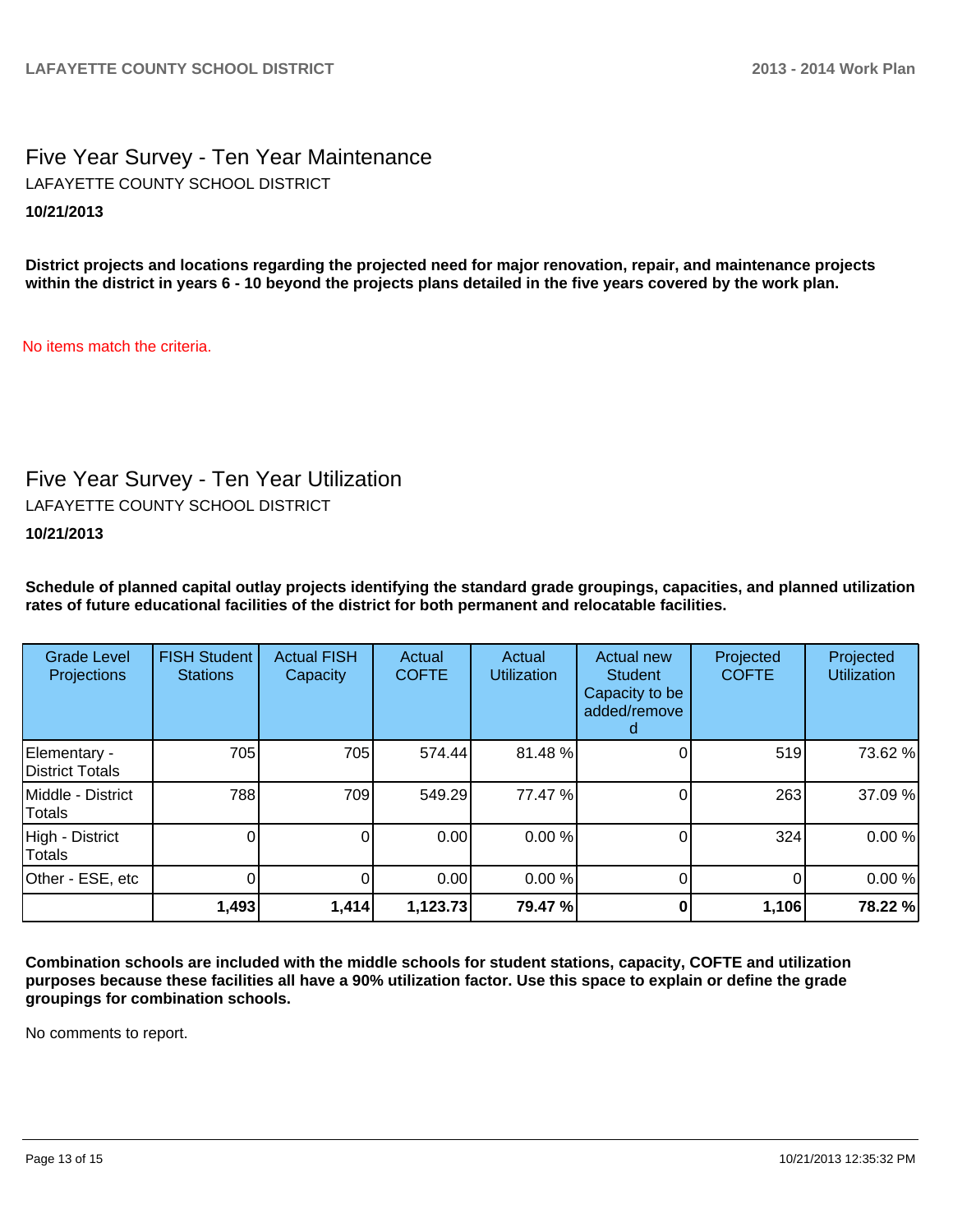## Five Year Survey - Ten Year Maintenance

LAFAYETTE COUNTY SCHOOL DISTRICT

**10/21/2013**

**District projects and locations regarding the projected need for major renovation, repair, and maintenance projects within the district in years 6 - 10 beyond the projects plans detailed in the five years covered by the work plan.**

No items match the criteria.

## Five Year Survey - Ten Year Utilization

LAFAYETTE COUNTY SCHOOL DISTRICT

**10/21/2013**

**Schedule of planned capital outlay projects identifying the standard grade groupings, capacities, and planned utilization rates of future educational facilities of the district for both permanent and relocatable facilities.**

| Grade Level Projections | FISH Student Stations | Actual FISH Capacity | Actual COFTE | Actual Utilization | Actual new Student Capacity to be added/removed | Projected COFTE | Projected Utilization |
|---|---|---|---|---|---|---|---|
| Elementary - District Totals | 705 | 705 | 574.44 | 81.48 % | 0 | 519 | 73.62 % |
| Middle - District Totals | 788 | 709 | 549.29 | 77.47 % | 0 | 263 | 37.09 % |
| High - District Totals | 0 | 0 | 0.00 | 0.00 % | 0 | 324 | 0.00 % |
| Other - ESE, etc | 0 | 0 | 0.00 | 0.00 % | 0 | 0 | 0.00 % |
| | **1,493** | **1,414** | **1,123.73** | **79.47 %** | **0** | **1,106** | **78.22 %** |

**Combination schools are included with the middle schools for student stations, capacity, COFTE and utilization purposes because these facilities all have a 90% utilization factor. Use this space to explain or define the grade groupings for combination schools.**

No comments to report.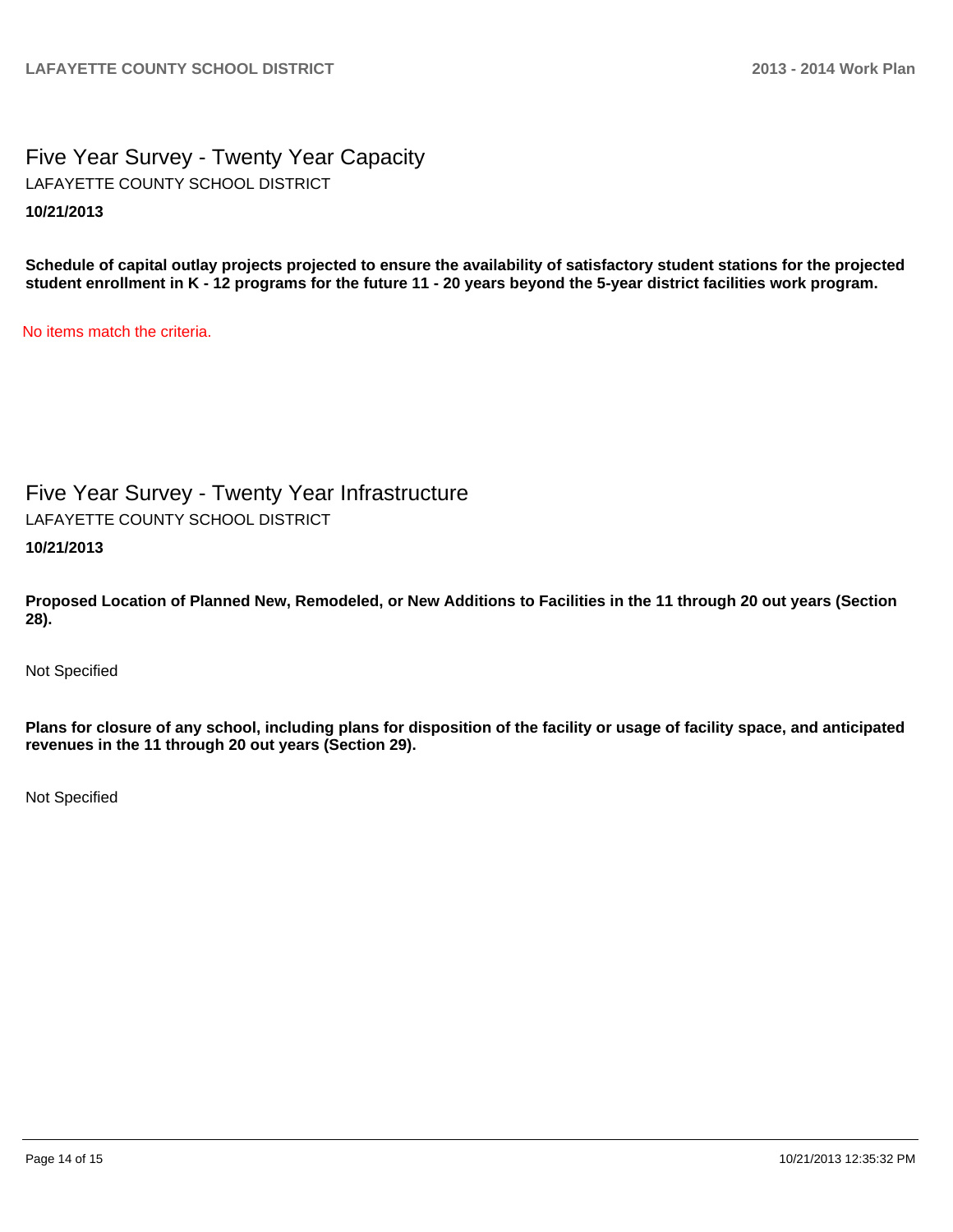# Five Year Survey - Twenty Year Capacity

LAFAYETTE COUNTY SCHOOL DISTRICT

**10/21/2013**

**Schedule of capital outlay projects projected to ensure the availability of satisfactory student stations for the projected student enrollment in K - 12 programs for the future 11 - 20 years beyond the 5-year district facilities work program.**

No items match the criteria.

# Five Year Survey - Twenty Year Infrastructure

LAFAYETTE COUNTY SCHOOL DISTRICT

**10/21/2013**

**Proposed Location of Planned New, Remodeled, or New Additions to Facilities in the 11 through 20 out years (Section 28).**

Not Specified

**Plans for closure of any school, including plans for disposition of the facility or usage of facility space, and anticipated revenues in the 11 through 20 out years (Section 29).**

Not Specified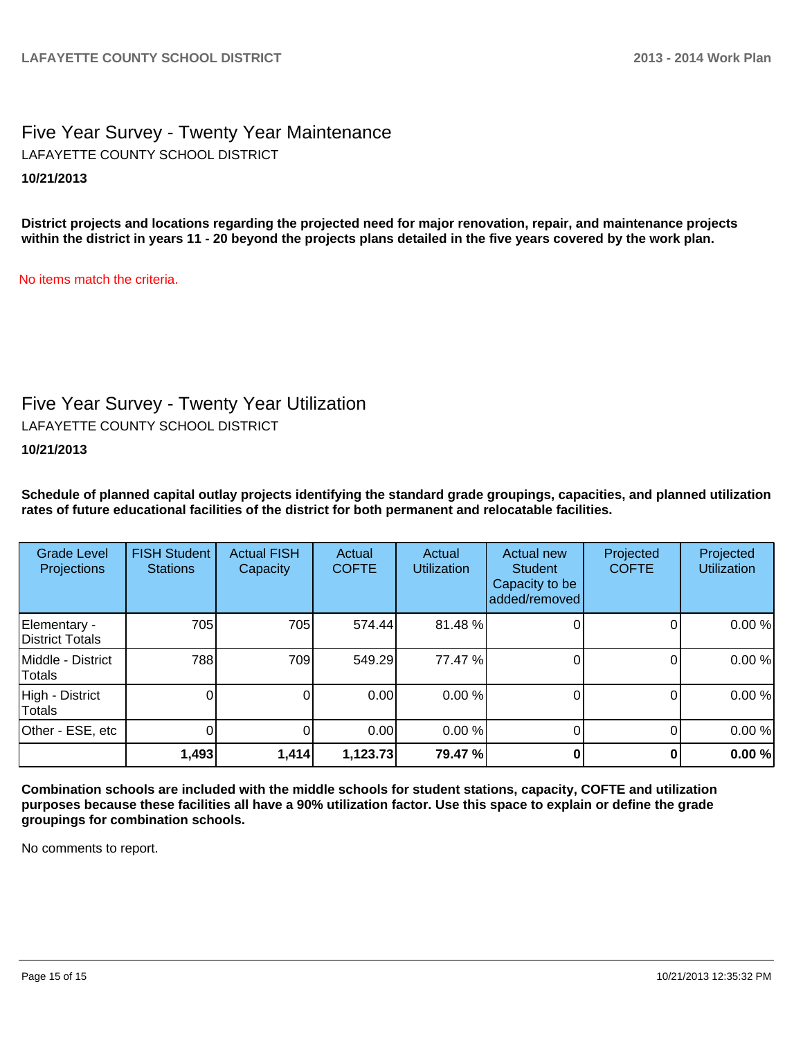# Five Year Survey - Twenty Year Maintenance

LAFAYETTE COUNTY SCHOOL DISTRICT

**10/21/2013**

**District projects and locations regarding the projected need for major renovation, repair, and maintenance projects within the district in years 11 - 20 beyond the projects plans detailed in the five years covered by the work plan.**

No items match the criteria.

# Five Year Survey - Twenty Year Utilization

LAFAYETTE COUNTY SCHOOL DISTRICT

**10/21/2013**

**Schedule of planned capital outlay projects identifying the standard grade groupings, capacities, and planned utilization rates of future educational facilities of the district for both permanent and relocatable facilities.**

| Grade Level Projections | FISH Student Stations | Actual FISH Capacity | Actual COFTE | Actual Utilization | Actual new Student Capacity to be added/removed | Projected COFTE | Projected Utilization |
|---|---|---|---|---|---|---|---|
| Elementary - District Totals | 705 | 705 | 574.44 | 81.48 % | 0 | 0 | 0.00 % |
| Middle - District Totals | 788 | 709 | 549.29 | 77.47 % | 0 | 0 | 0.00 % |
| High - District Totals | 0 | 0 | 0.00 | 0.00 % | 0 | 0 | 0.00 % |
| Other - ESE, etc | 0 | 0 | 0.00 | 0.00 % | 0 | 0 | 0.00 % |
| | **1,493** | **1,414** | **1,123.73** | **79.47 %** | **0** | **0** | **0.00 %** |

**Combination schools are included with the middle schools for student stations, capacity, COFTE and utilization purposes because these facilities all have a 90% utilization factor. Use this space to explain or define the grade groupings for combination schools.**

No comments to report.